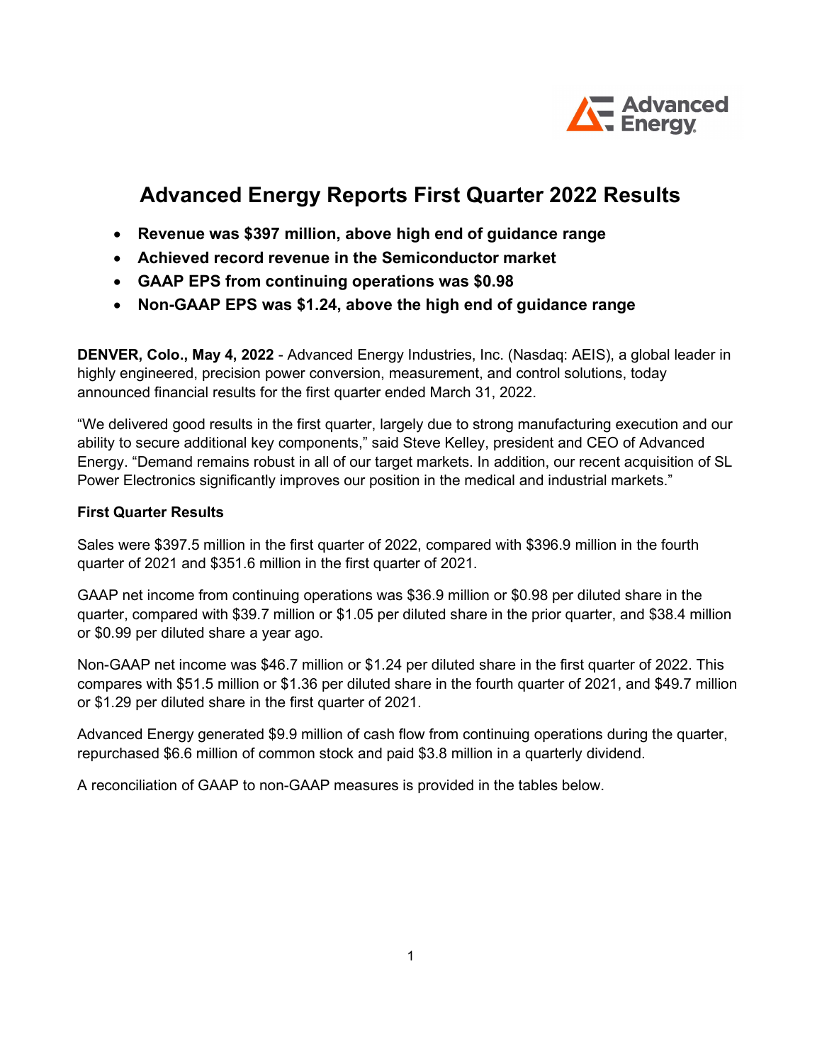# Advanced Energy Reports First Quarter 2022 Results

- **Revenue was $397 million, above high end of guidance range**
- **Achieved record revenue in the Semiconductor market**
- **GAAP EPS from continuing operations was $0.98**
- **Non-GAAP EPS was $1.24, above the high end of guidance range**

**DENVER, Colo., May 4, 2022** - Advanced Energy Industries, Inc. (Nasdaq: AEIS), a global leader in highly engineered, precision power conversion, measurement, and control solutions, today announced financial results for the first quarter ended March 31, 2022.

"We delivered good results in the first quarter, largely due to strong manufacturing execution and our ability to secure additional key components," said Steve Kelley, president and CEO of Advanced Energy. "Demand remains robust in all of our target markets. In addition, our recent acquisition of SL Power Electronics significantly improves our position in the medical and industrial markets."

**First Quarter Results**

Sales were $397.5 million in the first quarter of 2022, compared with $396.9 million in the fourth quarter of 2021 and $351.6 million in the first quarter of 2021.

GAAP net income from continuing operations was $36.9 million or $0.98 per diluted share in the quarter, compared with $39.7 million or $1.05 per diluted share in the prior quarter, and $38.4 million or $0.99 per diluted share a year ago.

Non-GAAP net income was $46.7 million or $1.24 per diluted share in the first quarter of 2022. This compares with $51.5 million or $1.36 per diluted share in the fourth quarter of 2021, and $49.7 million or $1.29 per diluted share in the first quarter of 2021.

Advanced Energy generated $9.9 million of cash flow from continuing operations during the quarter, repurchased $6.6 million of common stock and paid $3.8 million in a quarterly dividend.

A reconciliation of GAAP to non-GAAP measures is provided in the tables below.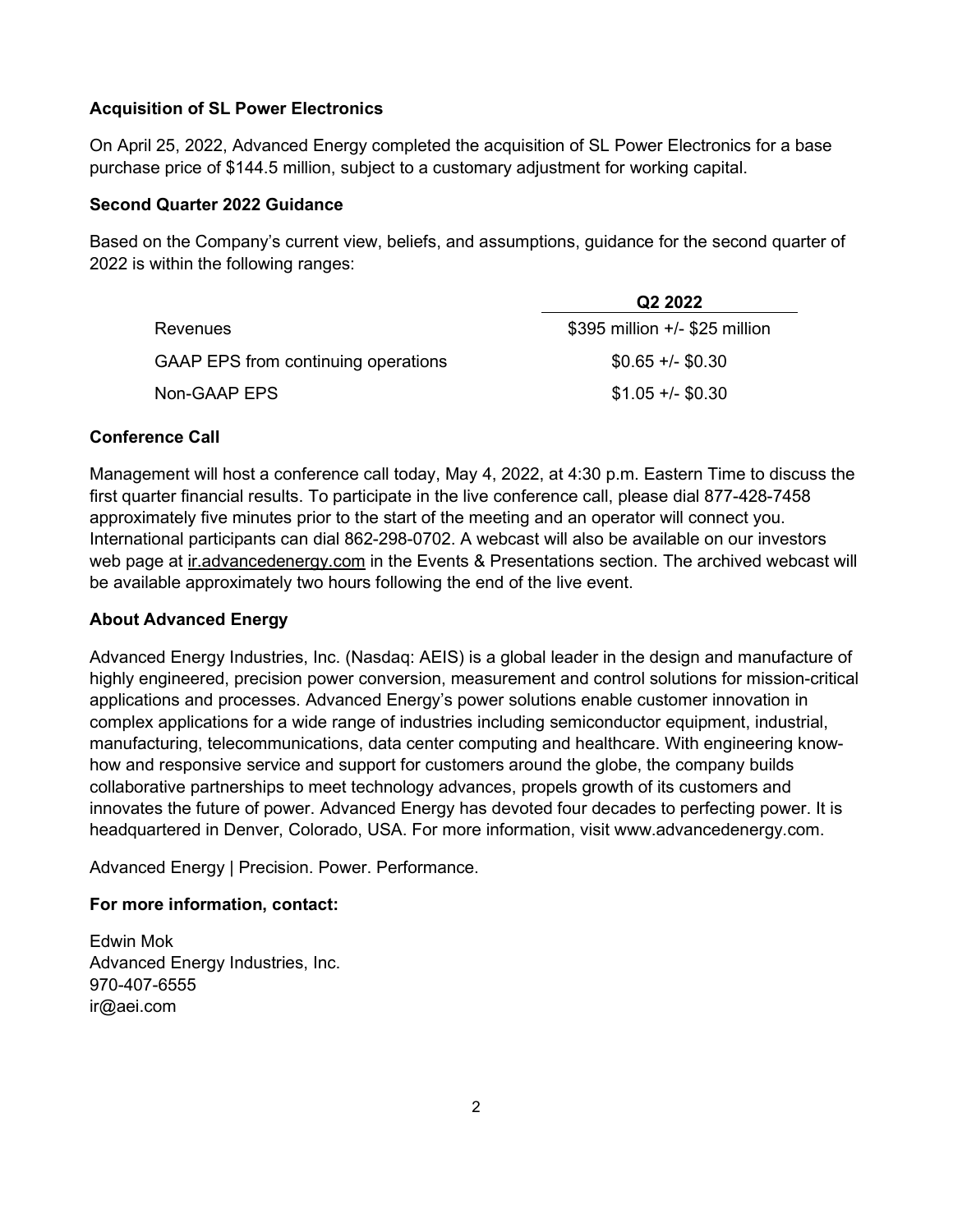### Acquisition of SL Power Electronics

On April 25, 2022, Advanced Energy completed the acquisition of SL Power Electronics for a base purchase price of $144.5 million, subject to a customary adjustment for working capital.

### Second Quarter 2022 Guidance

Based on the Company's current view, beliefs, and assumptions, guidance for the second quarter of 2022 is within the following ranges:

| | Q2 2022 |
|---|---|
| Revenues | $395 million +/- $25 million |
| GAAP EPS from continuing operations | $0.65 +/- $0.30 |
| Non-GAAP EPS | $1.05 +/- $0.30 |

### Conference Call

Management will host a conference call today, May 4, 2022, at 4:30 p.m. Eastern Time to discuss the first quarter financial results. To participate in the live conference call, please dial 877-428-7458 approximately five minutes prior to the start of the meeting and an operator will connect you. International participants can dial 862-298-0702. A webcast will also be available on our investors web page at ir.advancedenergy.com in the Events & Presentations section. The archived webcast will be available approximately two hours following the end of the live event.

### About Advanced Energy

Advanced Energy Industries, Inc. (Nasdaq: AEIS) is a global leader in the design and manufacture of highly engineered, precision power conversion, measurement and control solutions for mission-critical applications and processes. Advanced Energy's power solutions enable customer innovation in complex applications for a wide range of industries including semiconductor equipment, industrial, manufacturing, telecommunications, data center computing and healthcare. With engineering know-how and responsive service and support for customers around the globe, the company builds collaborative partnerships to meet technology advances, propels growth of its customers and innovates the future of power. Advanced Energy has devoted four decades to perfecting power. It is headquartered in Denver, Colorado, USA. For more information, visit www.advancedenergy.com.

Advanced Energy | Precision. Power. Performance.

### For more information, contact:

Edwin Mok
Advanced Energy Industries, Inc.
970-407-6555
ir@aei.com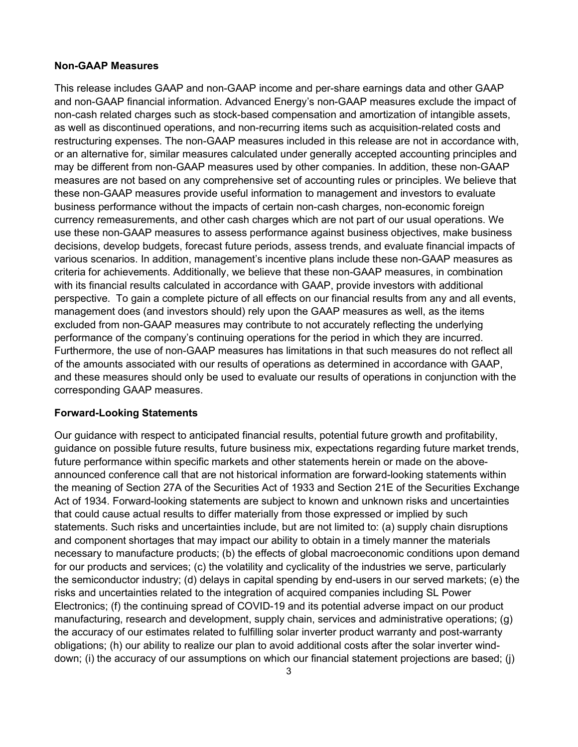**Non-GAAP Measures**

This release includes GAAP and non-GAAP income and per-share earnings data and other GAAP and non-GAAP financial information. Advanced Energy's non-GAAP measures exclude the impact of non-cash related charges such as stock-based compensation and amortization of intangible assets, as well as discontinued operations, and non-recurring items such as acquisition-related costs and restructuring expenses. The non-GAAP measures included in this release are not in accordance with, or an alternative for, similar measures calculated under generally accepted accounting principles and may be different from non-GAAP measures used by other companies. In addition, these non-GAAP measures are not based on any comprehensive set of accounting rules or principles. We believe that these non-GAAP measures provide useful information to management and investors to evaluate business performance without the impacts of certain non-cash charges, non-economic foreign currency remeasurements, and other cash charges which are not part of our usual operations. We use these non-GAAP measures to assess performance against business objectives, make business decisions, develop budgets, forecast future periods, assess trends, and evaluate financial impacts of various scenarios. In addition, management's incentive plans include these non-GAAP measures as criteria for achievements. Additionally, we believe that these non-GAAP measures, in combination with its financial results calculated in accordance with GAAP, provide investors with additional perspective. To gain a complete picture of all effects on our financial results from any and all events, management does (and investors should) rely upon the GAAP measures as well, as the items excluded from non-GAAP measures may contribute to not accurately reflecting the underlying performance of the company's continuing operations for the period in which they are incurred. Furthermore, the use of non-GAAP measures has limitations in that such measures do not reflect all of the amounts associated with our results of operations as determined in accordance with GAAP, and these measures should only be used to evaluate our results of operations in conjunction with the corresponding GAAP measures.

**Forward-Looking Statements**

Our guidance with respect to anticipated financial results, potential future growth and profitability, guidance on possible future results, future business mix, expectations regarding future market trends, future performance within specific markets and other statements herein or made on the above-announced conference call that are not historical information are forward-looking statements within the meaning of Section 27A of the Securities Act of 1933 and Section 21E of the Securities Exchange Act of 1934. Forward-looking statements are subject to known and unknown risks and uncertainties that could cause actual results to differ materially from those expressed or implied by such statements. Such risks and uncertainties include, but are not limited to: (a) supply chain disruptions and component shortages that may impact our ability to obtain in a timely manner the materials necessary to manufacture products; (b) the effects of global macroeconomic conditions upon demand for our products and services; (c) the volatility and cyclicality of the industries we serve, particularly the semiconductor industry; (d) delays in capital spending by end-users in our served markets; (e) the risks and uncertainties related to the integration of acquired companies including SL Power Electronics; (f) the continuing spread of COVID-19 and its potential adverse impact on our product manufacturing, research and development, supply chain, services and administrative operations; (g) the accuracy of our estimates related to fulfilling solar inverter product warranty and post-warranty obligations; (h) our ability to realize our plan to avoid additional costs after the solar inverter wind-down; (i) the accuracy of our assumptions on which our financial statement projections are based; (j)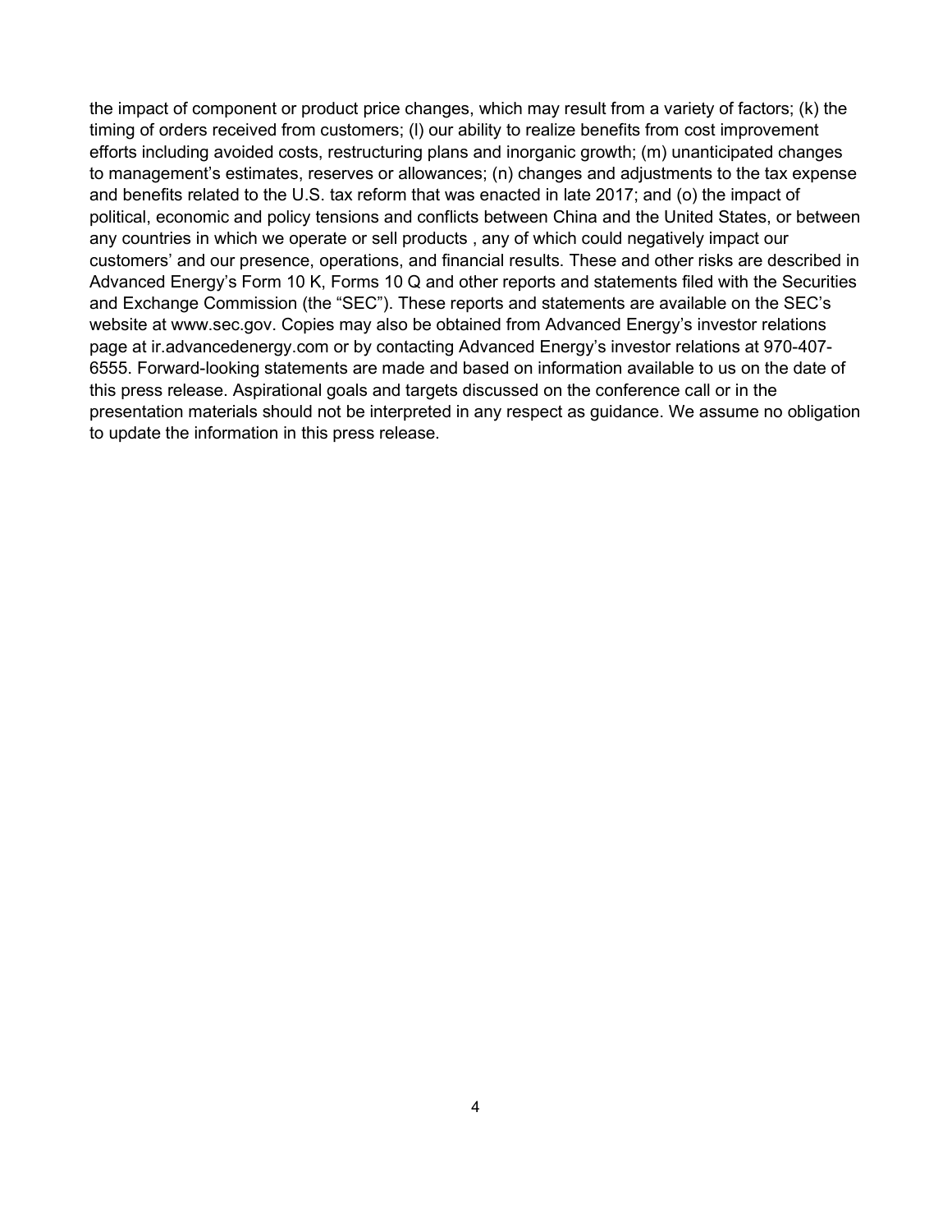the impact of component or product price changes, which may result from a variety of factors; (k) the timing of orders received from customers; (l) our ability to realize benefits from cost improvement efforts including avoided costs, restructuring plans and inorganic growth; (m) unanticipated changes to management's estimates, reserves or allowances; (n) changes and adjustments to the tax expense and benefits related to the U.S. tax reform that was enacted in late 2017; and (o) the impact of political, economic and policy tensions and conflicts between China and the United States, or between any countries in which we operate or sell products , any of which could negatively impact our customers' and our presence, operations, and financial results. These and other risks are described in Advanced Energy's Form 10 K, Forms 10 Q and other reports and statements filed with the Securities and Exchange Commission (the "SEC"). These reports and statements are available on the SEC's website at www.sec.gov. Copies may also be obtained from Advanced Energy's investor relations page at ir.advancedenergy.com or by contacting Advanced Energy's investor relations at 970-407-6555. Forward-looking statements are made and based on information available to us on the date of this press release. Aspirational goals and targets discussed on the conference call or in the presentation materials should not be interpreted in any respect as guidance. We assume no obligation to update the information in this press release.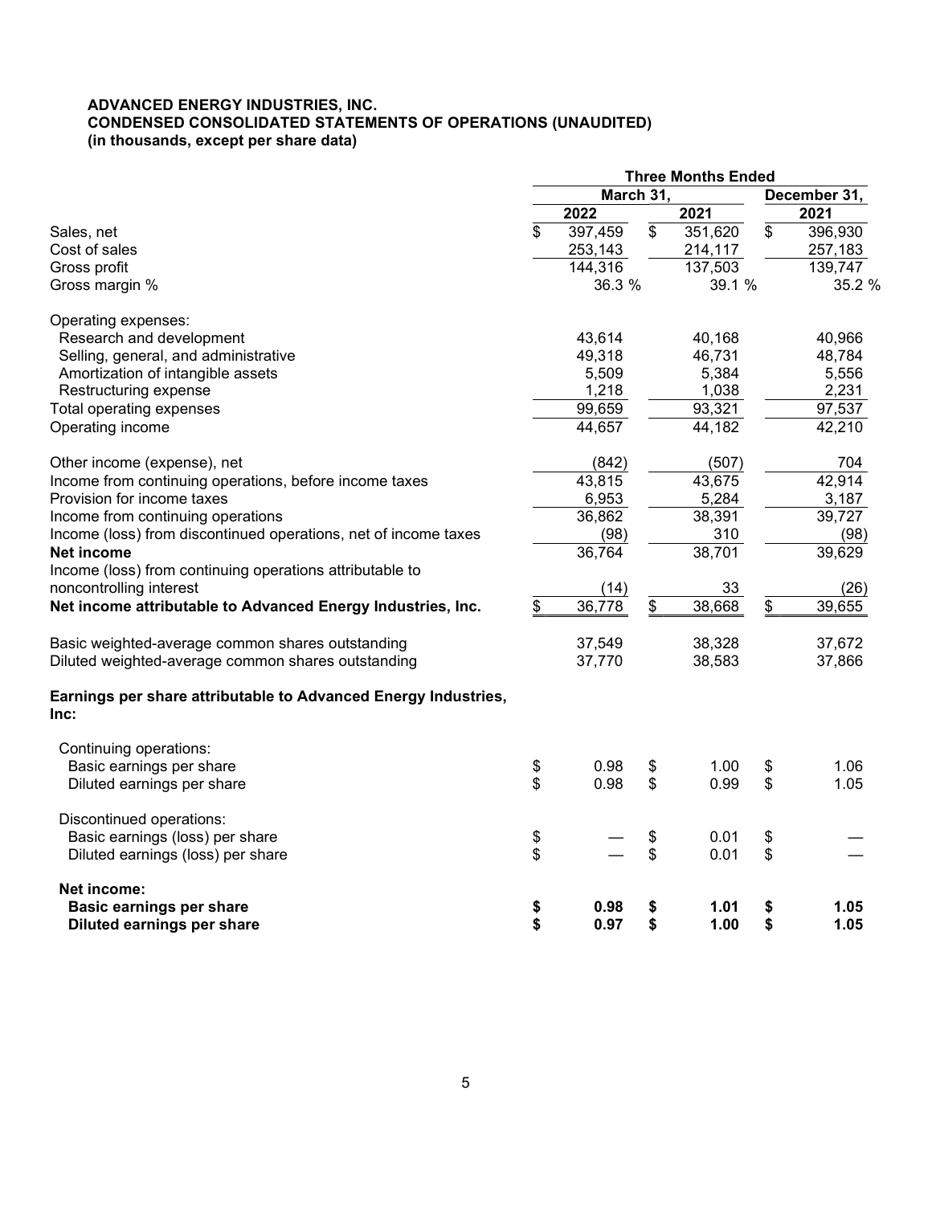**ADVANCED ENERGY INDUSTRIES, INC.**
**CONDENSED CONSOLIDATED STATEMENTS OF OPERATIONS (UNAUDITED)**
**(in thousands, except per share data)**

| | Three Months Ended | | |
|---|---|---|---|
| | March 31, | | December 31, |
| | 2022 | 2021 | 2021 |
| Sales, net | $ 397,459 | $ 351,620 | $ 396,930 |
| Cost of sales | 253,143 | 214,117 | 257,183 |
| Gross profit | 144,316 | 137,503 | 139,747 |
| Gross margin % | 36.3 % | 39.1 % | 35.2 % |
| | | | |
| Operating expenses: | | | |
| Research and development | 43,614 | 40,168 | 40,966 |
| Selling, general, and administrative | 49,318 | 46,731 | 48,784 |
| Amortization of intangible assets | 5,509 | 5,384 | 5,556 |
| Restructuring expense | 1,218 | 1,038 | 2,231 |
| Total operating expenses | 99,659 | 93,321 | 97,537 |
| Operating income | 44,657 | 44,182 | 42,210 |
| | | | |
| Other income (expense), net | (842) | (507) | 704 |
| Income from continuing operations, before income taxes | 43,815 | 43,675 | 42,914 |
| Provision for income taxes | 6,953 | 5,284 | 3,187 |
| Income from continuing operations | 36,862 | 38,391 | 39,727 |
| Income (loss) from discontinued operations, net of income taxes | (98) | 310 | (98) |
| **Net income** | 36,764 | 38,701 | 39,629 |
| Income (loss) from continuing operations attributable to noncontrolling interest | (14) | 33 | (26) |
| **Net income attributable to Advanced Energy Industries, Inc.** | $ 36,778 | $ 38,668 | $ 39,655 |
| | | | |
| Basic weighted-average common shares outstanding | 37,549 | 38,328 | 37,672 |
| Diluted weighted-average common shares outstanding | 37,770 | 38,583 | 37,866 |
| | | | |
| **Earnings per share attributable to Advanced Energy Industries, Inc:** | | | |
| | | | |
| Continuing operations: | | | |
| Basic earnings per share | $ 0.98 | $ 1.00 | $ 1.06 |
| Diluted earnings per share | $ 0.98 | $ 0.99 | $ 1.05 |
| | | | |
| Discontinued operations: | | | |
| Basic earnings (loss) per share | $ — | $ 0.01 | $ — |
| Diluted earnings (loss) per share | $ — | $ 0.01 | $ — |
| | | | |
| **Net income:** | | | |
| **Basic earnings per share** | **$ 0.98** | **$ 1.01** | **$ 1.05** |
| **Diluted earnings per share** | **$ 0.97** | **$ 1.00** | **$ 1.05** |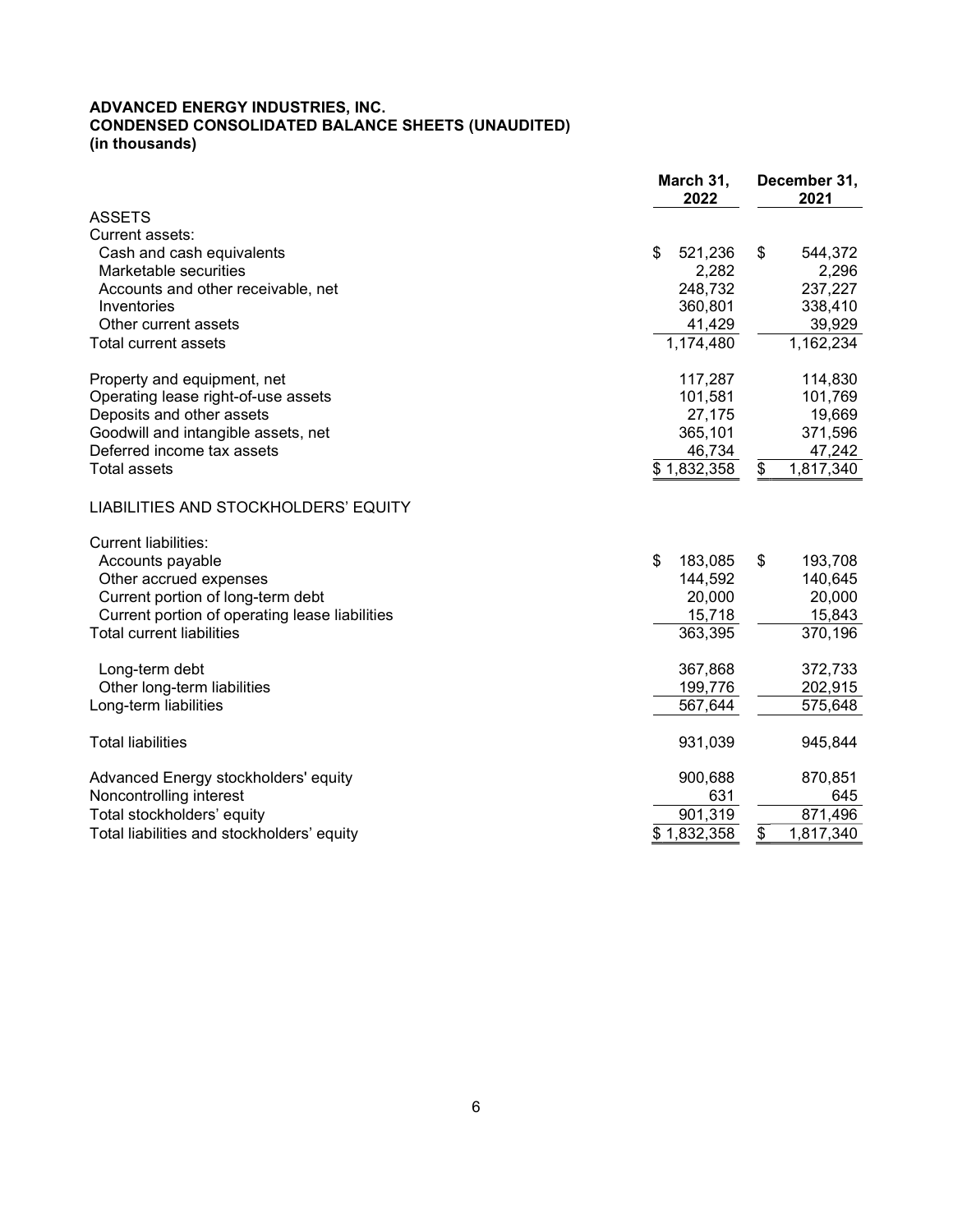**ADVANCED ENERGY INDUSTRIES, INC.**
**CONDENSED CONSOLIDATED BALANCE SHEETS (UNAUDITED)**
**(in thousands)**

| | March 31, 2022 | December 31, 2021 |
|---|---|---|
| ASSETS | | |
| Current assets: | | |
| Cash and cash equivalents | $ 521,236 | $ 544,372 |
| Marketable securities | 2,282 | 2,296 |
| Accounts and other receivable, net | 248,732 | 237,227 |
| Inventories | 360,801 | 338,410 |
| Other current assets | 41,429 | 39,929 |
| Total current assets | 1,174,480 | 1,162,234 |
| Property and equipment, net | 117,287 | 114,830 |
| Operating lease right-of-use assets | 101,581 | 101,769 |
| Deposits and other assets | 27,175 | 19,669 |
| Goodwill and intangible assets, net | 365,101 | 371,596 |
| Deferred income tax assets | 46,734 | 47,242 |
| Total assets | $ 1,832,358 | $ 1,817,340 |
| LIABILITIES AND STOCKHOLDERS' EQUITY | | |
| Current liabilities: | | |
| Accounts payable | $ 183,085 | $ 193,708 |
| Other accrued expenses | 144,592 | 140,645 |
| Current portion of long-term debt | 20,000 | 20,000 |
| Current portion of operating lease liabilities | 15,718 | 15,843 |
| Total current liabilities | 363,395 | 370,196 |
| Long-term debt | 367,868 | 372,733 |
| Other long-term liabilities | 199,776 | 202,915 |
| Long-term liabilities | 567,644 | 575,648 |
| Total liabilities | 931,039 | 945,844 |
| Advanced Energy stockholders' equity | 900,688 | 870,851 |
| Noncontrolling interest | 631 | 645 |
| Total stockholders' equity | 901,319 | 871,496 |
| Total liabilities and stockholders' equity | $ 1,832,358 | $ 1,817,340 |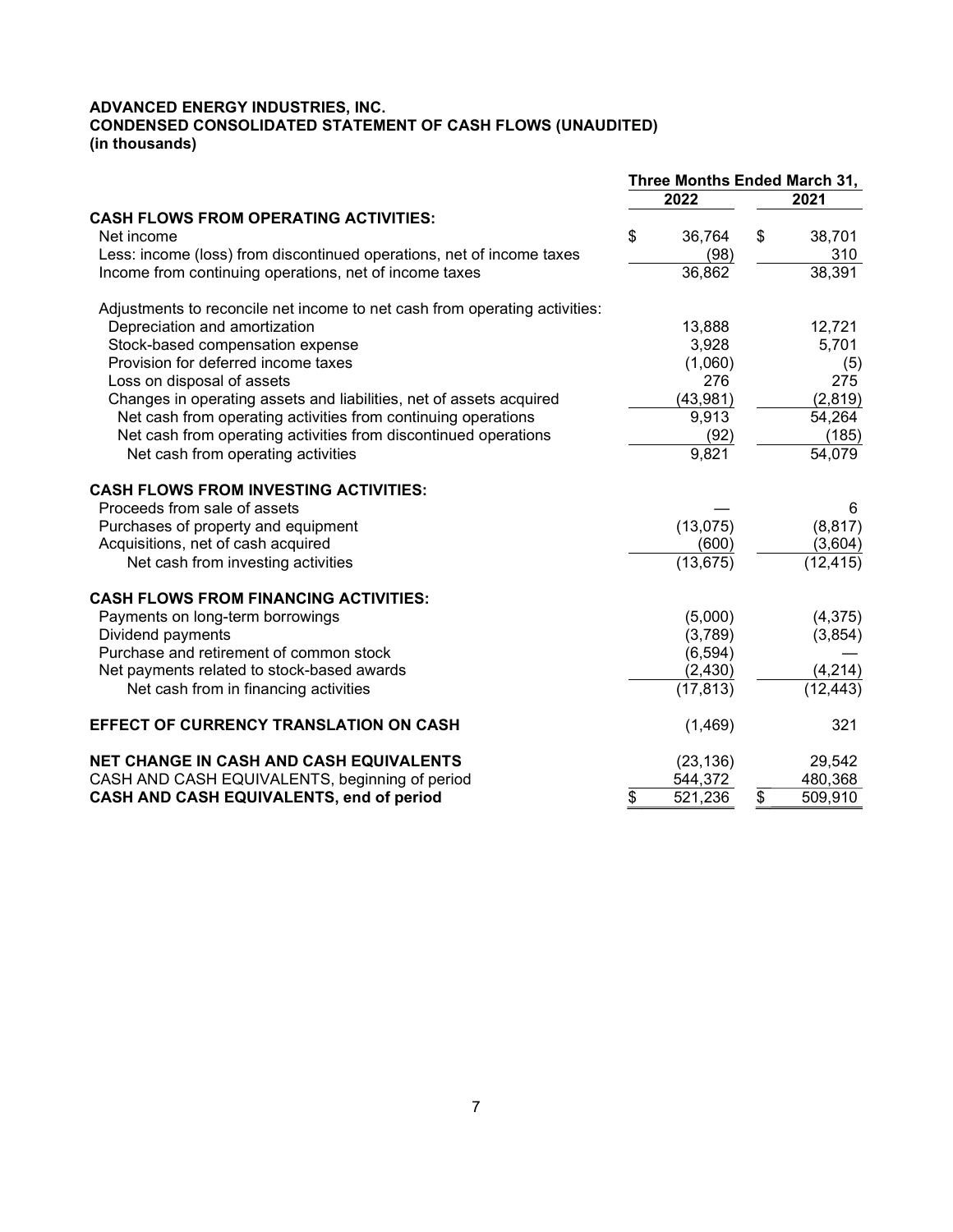**ADVANCED ENERGY INDUSTRIES, INC.**
**CONDENSED CONSOLIDATED STATEMENT OF CASH FLOWS (UNAUDITED)**
**(in thousands)**

| | Three Months Ended March 31, | |
|---|---|---|
| | 2022 | 2021 |
| **CASH FLOWS FROM OPERATING ACTIVITIES:** | | |
| Net income | $ 36,764 | $ 38,701 |
| Less: income (loss) from discontinued operations, net of income taxes | (98) | 310 |
| Income from continuing operations, net of income taxes | 36,862 | 38,391 |
| Adjustments to reconcile net income to net cash from operating activities: | | |
| Depreciation and amortization | 13,888 | 12,721 |
| Stock-based compensation expense | 3,928 | 5,701 |
| Provision for deferred income taxes | (1,060) | (5) |
| Loss on disposal of assets | 276 | 275 |
| Changes in operating assets and liabilities, net of assets acquired | (43,981) | (2,819) |
| Net cash from operating activities from continuing operations | 9,913 | 54,264 |
| Net cash from operating activities from discontinued operations | (92) | (185) |
| Net cash from operating activities | 9,821 | 54,079 |
| **CASH FLOWS FROM INVESTING ACTIVITIES:** | | |
| Proceeds from sale of assets | — | 6 |
| Purchases of property and equipment | (13,075) | (8,817) |
| Acquisitions, net of cash acquired | (600) | (3,604) |
| Net cash from investing activities | (13,675) | (12,415) |
| **CASH FLOWS FROM FINANCING ACTIVITIES:** | | |
| Payments on long-term borrowings | (5,000) | (4,375) |
| Dividend payments | (3,789) | (3,854) |
| Purchase and retirement of common stock | (6,594) | — |
| Net payments related to stock-based awards | (2,430) | (4,214) |
| Net cash from in financing activities | (17,813) | (12,443) |
| **EFFECT OF CURRENCY TRANSLATION ON CASH** | (1,469) | 321 |
| **NET CHANGE IN CASH AND CASH EQUIVALENTS** | (23,136) | 29,542 |
| CASH AND CASH EQUIVALENTS, beginning of period | 544,372 | 480,368 |
| **CASH AND CASH EQUIVALENTS, end of period** | $ 521,236 | $ 509,910 |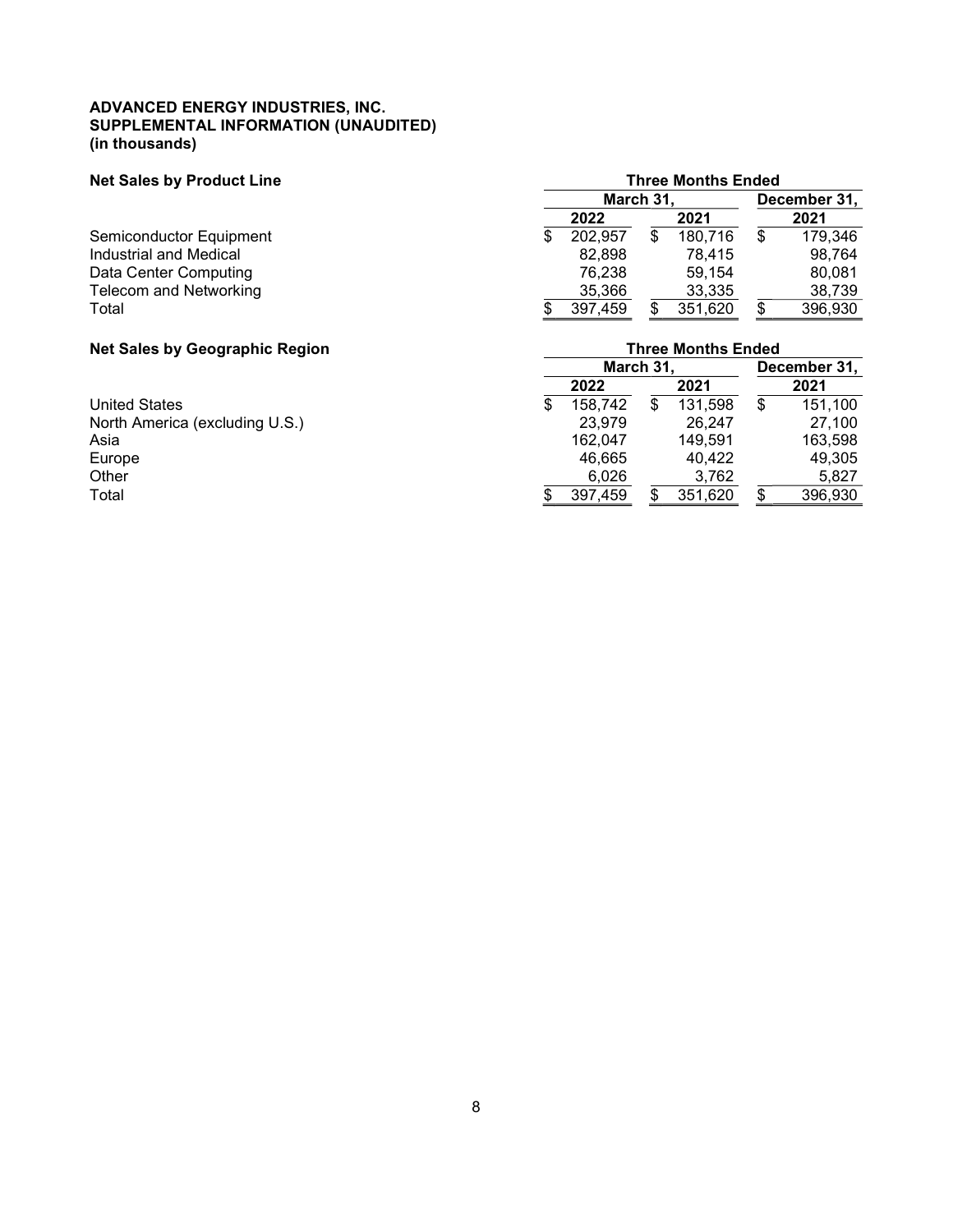**ADVANCED ENERGY INDUSTRIES, INC.**
**SUPPLEMENTAL INFORMATION (UNAUDITED)**
**(in thousands)**

| **Net Sales by Product Line** | **Three Months Ended** | | |
|---|---|---|---|
| | **March 31,** | | **December 31,** |
| | **2022** | **2021** | **2021** |
| Semiconductor Equipment | $ 202,957 | $ 180,716 | $ 179,346 |
| Industrial and Medical | 82,898 | 78,415 | 98,764 |
| Data Center Computing | 76,238 | 59,154 | 80,081 |
| Telecom and Networking | 35,366 | 33,335 | 38,739 |
| Total | $ 397,459 | $ 351,620 | $ 396,930 |

| **Net Sales by Geographic Region** | **Three Months Ended** | | |
|---|---|---|---|
| | **March 31,** | | **December 31,** |
| | **2022** | **2021** | **2021** |
| United States | $ 158,742 | $ 131,598 | $ 151,100 |
| North America (excluding U.S.) | 23,979 | 26,247 | 27,100 |
| Asia | 162,047 | 149,591 | 163,598 |
| Europe | 46,665 | 40,422 | 49,305 |
| Other | 6,026 | 3,762 | 5,827 |
| Total | $ 397,459 | $ 351,620 | $ 396,930 |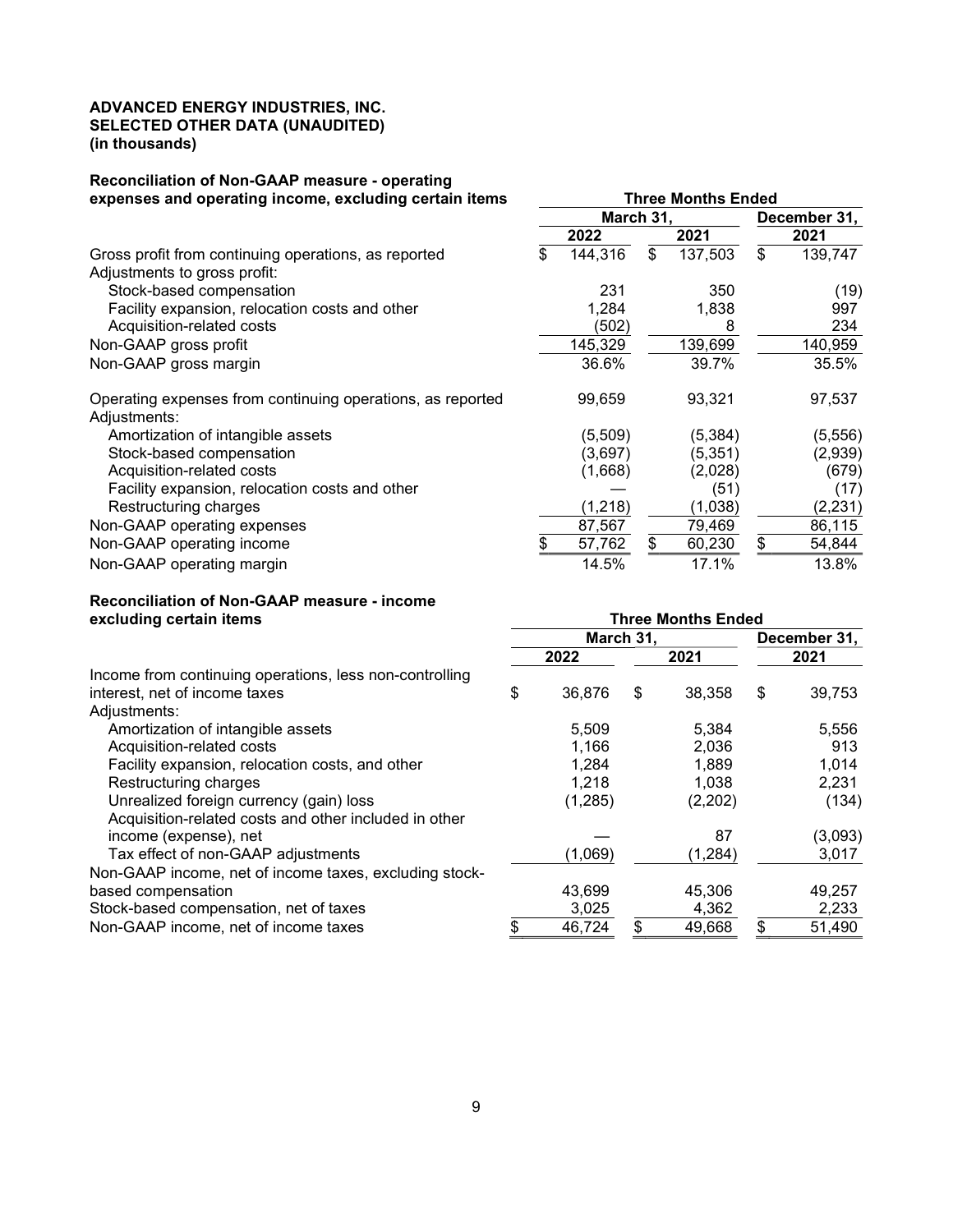**ADVANCED ENERGY INDUSTRIES, INC.**
**SELECTED OTHER DATA (UNAUDITED)**
**(in thousands)**

| **Reconciliation of Non-GAAP measure - operating expenses and operating income, excluding certain items** | **Three Months Ended** | | |
|---|---|---|---|
| | **March 31,** | | **December 31,** |
| | **2022** | **2021** | **2021** |
| Gross profit from continuing operations, as reported | $ 144,316 | $ 137,503 | $ 139,747 |
| Adjustments to gross profit: | | | |
| Stock-based compensation | 231 | 350 | (19) |
| Facility expansion, relocation costs and other | 1,284 | 1,838 | 997 |
| Acquisition-related costs | (502) | 8 | 234 |
| Non-GAAP gross profit | 145,329 | 139,699 | 140,959 |
| Non-GAAP gross margin | 36.6% | 39.7% | 35.5% |
| | | | |
| Operating expenses from continuing operations, as reported | 99,659 | 93,321 | 97,537 |
| Adjustments: | | | |
| Amortization of intangible assets | (5,509) | (5,384) | (5,556) |
| Stock-based compensation | (3,697) | (5,351) | (2,939) |
| Acquisition-related costs | (1,668) | (2,028) | (679) |
| Facility expansion, relocation costs and other | — | (51) | (17) |
| Restructuring charges | (1,218) | (1,038) | (2,231) |
| Non-GAAP operating expenses | 87,567 | 79,469 | 86,115 |
| Non-GAAP operating income | $ 57,762 | $ 60,230 | $ 54,844 |
| Non-GAAP operating margin | 14.5% | 17.1% | 13.8% |

| **Reconciliation of Non-GAAP measure - income excluding certain items** | **Three Months Ended** | | |
|---|---|---|---|
| | **March 31,** | | **December 31,** |
| | **2022** | **2021** | **2021** |
| Income from continuing operations, less non-controlling interest, net of income taxes | $ 36,876 | $ 38,358 | $ 39,753 |
| Adjustments: | | | |
| Amortization of intangible assets | 5,509 | 5,384 | 5,556 |
| Acquisition-related costs | 1,166 | 2,036 | 913 |
| Facility expansion, relocation costs, and other | 1,284 | 1,889 | 1,014 |
| Restructuring charges | 1,218 | 1,038 | 2,231 |
| Unrealized foreign currency (gain) loss | (1,285) | (2,202) | (134) |
| Acquisition-related costs and other included in other income (expense), net | — | 87 | (3,093) |
| Tax effect of non-GAAP adjustments | (1,069) | (1,284) | 3,017 |
| Non-GAAP income, net of income taxes, excluding stock-based compensation | 43,699 | 45,306 | 49,257 |
| Stock-based compensation, net of taxes | 3,025 | 4,362 | 2,233 |
| Non-GAAP income, net of income taxes | $ 46,724 | $ 49,668 | $ 51,490 |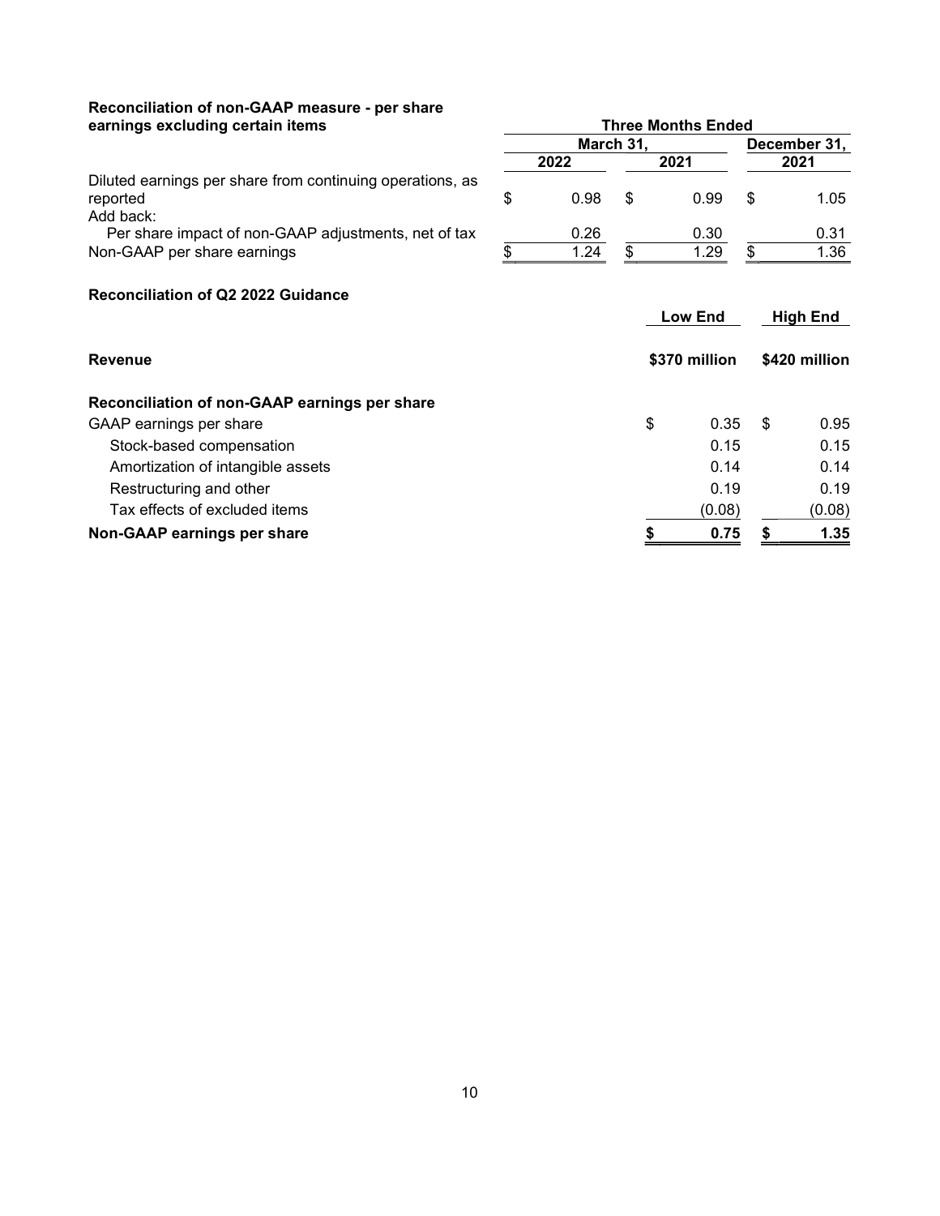**Reconciliation of non-GAAP measure - per share earnings excluding certain items**

| | Three Months Ended | | |
|---|---|---|---|
| | March 31, | | December 31, |
| | 2022 | 2021 | 2021 |
| Diluted earnings per share from continuing operations, as reported | $ 0.98 | $ 0.99 | $ 1.05 |
| Add back: | | | |
| Per share impact of non-GAAP adjustments, net of tax | 0.26 | 0.30 | 0.31 |
| Non-GAAP per share earnings | $ 1.24 | $ 1.29 | $ 1.36 |

**Reconciliation of Q2 2022 Guidance**

| | Low End | High End |
|---|---|---|
| **Revenue** | $370 million | $420 million |
| **Reconciliation of non-GAAP earnings per share** | | |
| GAAP earnings per share | $ 0.35 | $ 0.95 |
| Stock-based compensation | 0.15 | 0.15 |
| Amortization of intangible assets | 0.14 | 0.14 |
| Restructuring and other | 0.19 | 0.19 |
| Tax effects of excluded items | (0.08) | (0.08) |
| **Non-GAAP earnings per share** | **$ 0.75** | **$ 1.35** |